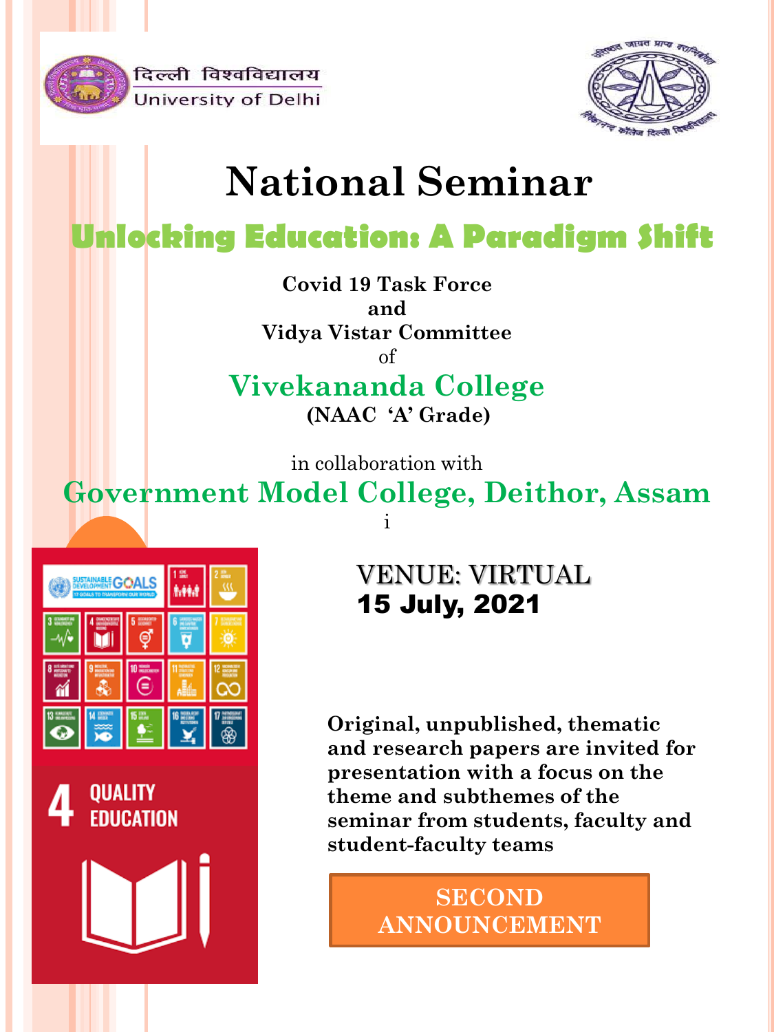दिल्ली विश्वविद्यालय
University of Delhi

# National Seminar

## Unlocking Education: A Paradigm Shift

**Covid 19 Task Force**
**and**
**Vidya Vistar Committee**
of

## Vivekananda College

**(NAAC 'A' Grade)**

in collaboration with

## Government Model College, Deithor, Assam

i

VENUE: VIRTUAL
**15 July, 2021**

**Original, unpublished, thematic and research papers are invited for presentation with a focus on the theme and subthemes of the seminar from students, faculty and student-faculty teams**

**SECOND ANNOUNCEMENT**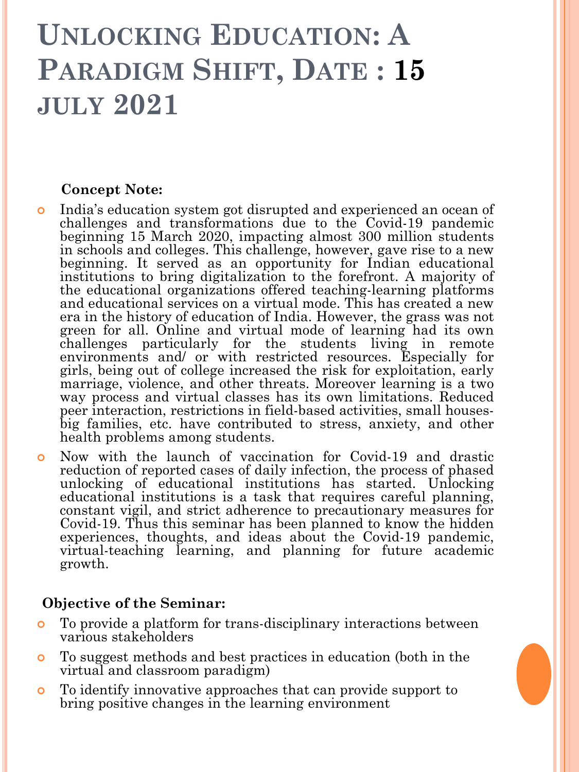# Unlocking Education: A Paradigm Shift, Date : 15 july 2021

**Concept Note:**

- India's education system got disrupted and experienced an ocean of challenges and transformations due to the Covid-19 pandemic beginning 15 March 2020, impacting almost 300 million students in schools and colleges. This challenge, however, gave rise to a new beginning. It served as an opportunity for Indian educational institutions to bring digitalization to the forefront. A majority of the educational organizations offered teaching-learning platforms and educational services on a virtual mode. This has created a new era in the history of education of India. However, the grass was not green for all. Online and virtual mode of learning had its own challenges particularly for the students living in remote environments and/ or with restricted resources. Especially for girls, being out of college increased the risk for exploitation, early marriage, violence, and other threats. Moreover learning is a two way process and virtual classes has its own limitations. Reduced peer interaction, restrictions in field-based activities, small houses-big families, etc. have contributed to stress, anxiety, and other health problems among students.
- Now with the launch of vaccination for Covid-19 and drastic reduction of reported cases of daily infection, the process of phased unlocking of educational institutions has started. Unlocking educational institutions is a task that requires careful planning, constant vigil, and strict adherence to precautionary measures for Covid-19. Thus this seminar has been planned to know the hidden experiences, thoughts, and ideas about the Covid-19 pandemic, virtual-teaching learning, and planning for future academic growth.

**Objective of the Seminar:**

- To provide a platform for trans-disciplinary interactions between various stakeholders
- To suggest methods and best practices in education (both in the virtual and classroom paradigm)
- To identify innovative approaches that can provide support to bring positive changes in the learning environment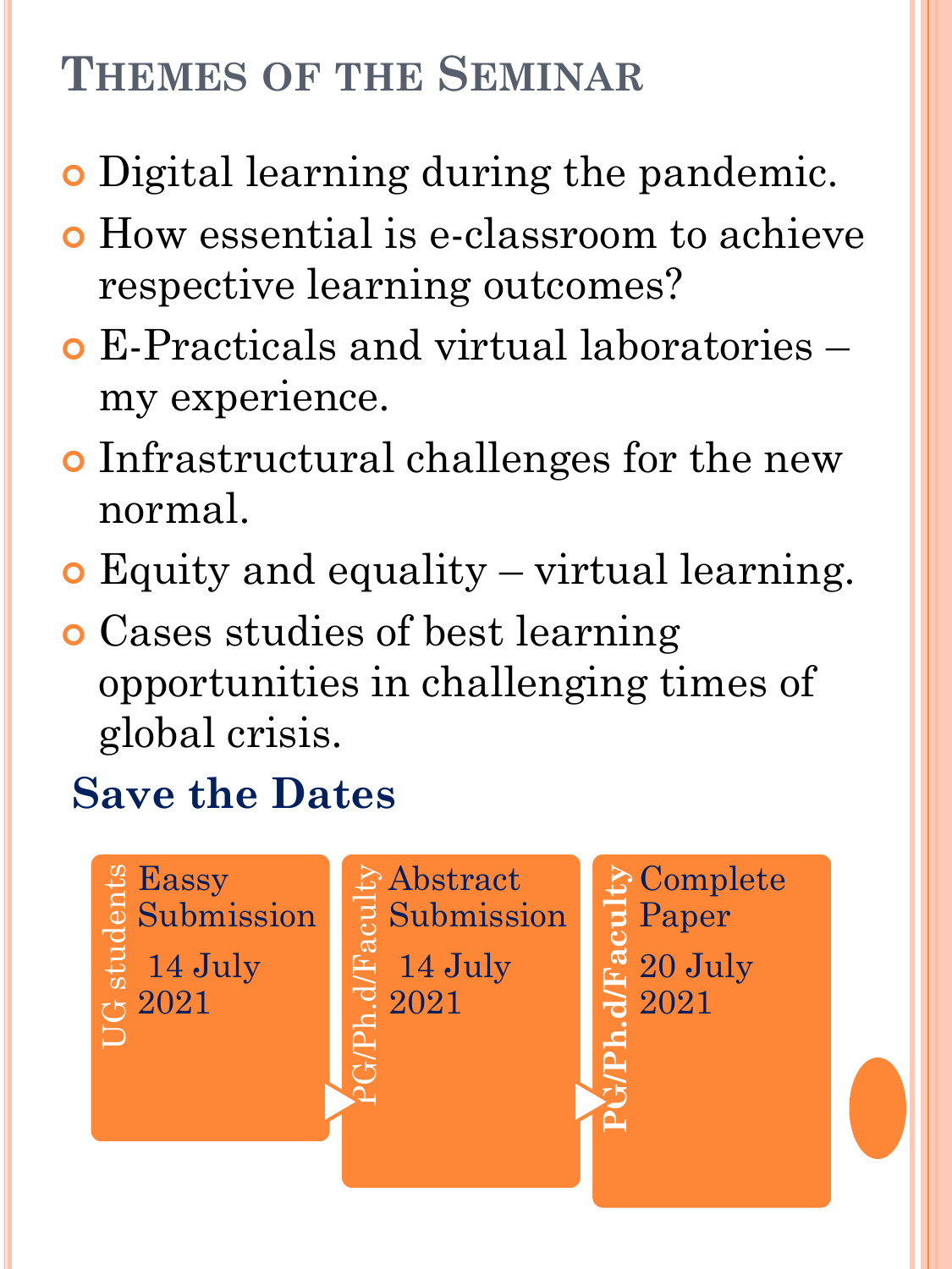## Themes of the Seminar

- Digital learning during the pandemic.
- How essential is e-classroom to achieve respective learning outcomes?
- E-Practicals and virtual laboratories – my experience.
- Infrastructural challenges for the new normal.
- Equity and equality – virtual learning.
- Cases studies of best learning opportunities in challenging times of global crisis.

### Save the Dates

- **UG students** — Eassy Submission: 14 July 2021
- **PG/Ph.d/Faculty** — Abstract Submission: 14 July 2021
- **PG/Ph.d/Faculty** — Complete Paper: 20 July 2021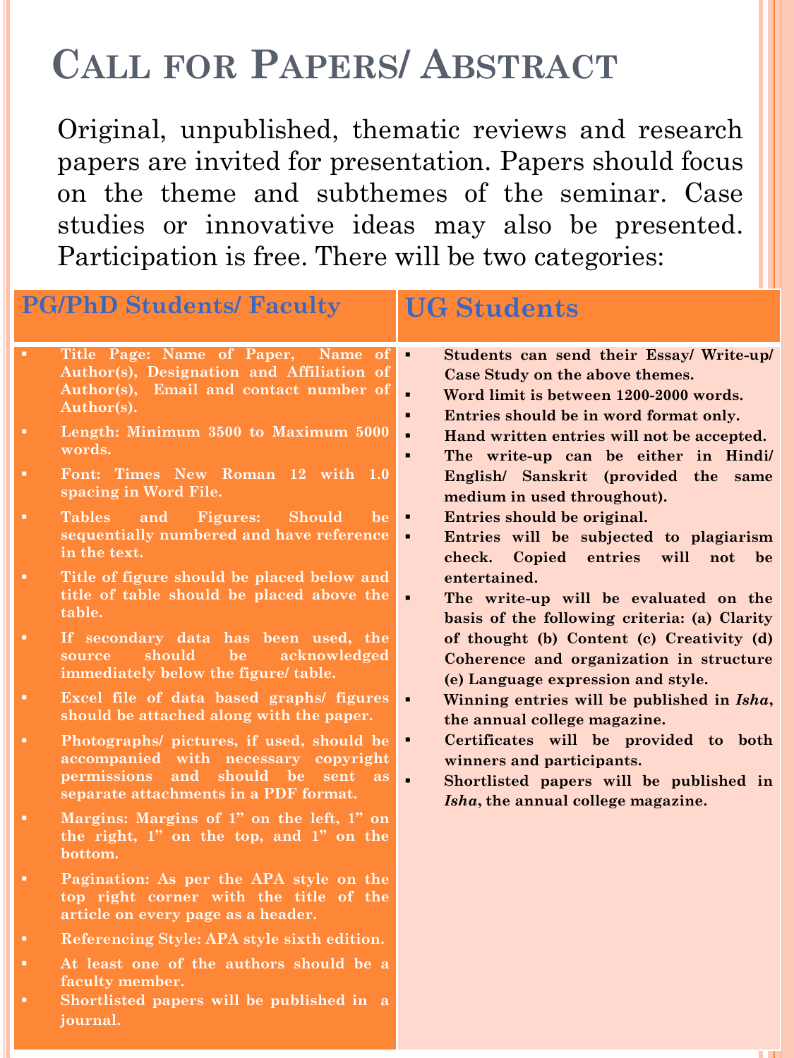# Call for Papers/ Abstract

Original, unpublished, thematic reviews and research papers are invited for presentation. Papers should focus on the theme and subthemes of the seminar. Case studies or innovative ideas may also be presented. Participation is free. There will be two categories:

## PG/PhD Students/ Faculty

- **Title Page: Name of Paper, Name of Author(s), Designation and Affiliation of Author(s), Email and contact number of Author(s).**
- **Length: Minimum 3500 to Maximum 5000 words.**
- **Font: Times New Roman 12 with 1.0 spacing in Word File.**
- **Tables and Figures: Should be sequentially numbered and have reference in the text.**
- **Title of figure should be placed below and title of table should be placed above the table.**
- **If secondary data has been used, the source should be acknowledged immediately below the figure/ table.**
- **Excel file of data based graphs/ figures should be attached along with the paper.**
- **Photographs/ pictures, if used, should be accompanied with necessary copyright permissions and should be sent as separate attachments in a PDF format.**
- **Margins: Margins of 1" on the left, 1" on the right, 1" on the top, and 1" on the bottom.**
- **Pagination: As per the APA style on the top right corner with the title of the article on every page as a header.**
- **Referencing Style: APA style sixth edition.**
- **At least one of the authors should be a faculty member.**
- **Shortlisted papers will be published in a journal.**

## UG Students

- **Students can send their Essay/ Write-up/ Case Study on the above themes.**
- **Word limit is between 1200-2000 words.**
- **Entries should be in word format only.**
- **Hand written entries will not be accepted.**
- **The write-up can be either in Hindi/ English/ Sanskrit (provided the same medium in used throughout).**
- **Entries should be original.**
- **Entries will be subjected to plagiarism check. Copied entries will not be entertained.**
- **The write-up will be evaluated on the basis of the following criteria: (a) Clarity of thought (b) Content (c) Creativity (d) Coherence and organization in structure (e) Language expression and style.**
- **Winning entries will be published in *Isha*, the annual college magazine.**
- **Certificates will be provided to both winners and participants.**
- **Shortlisted papers will be published in *Isha*, the annual college magazine.**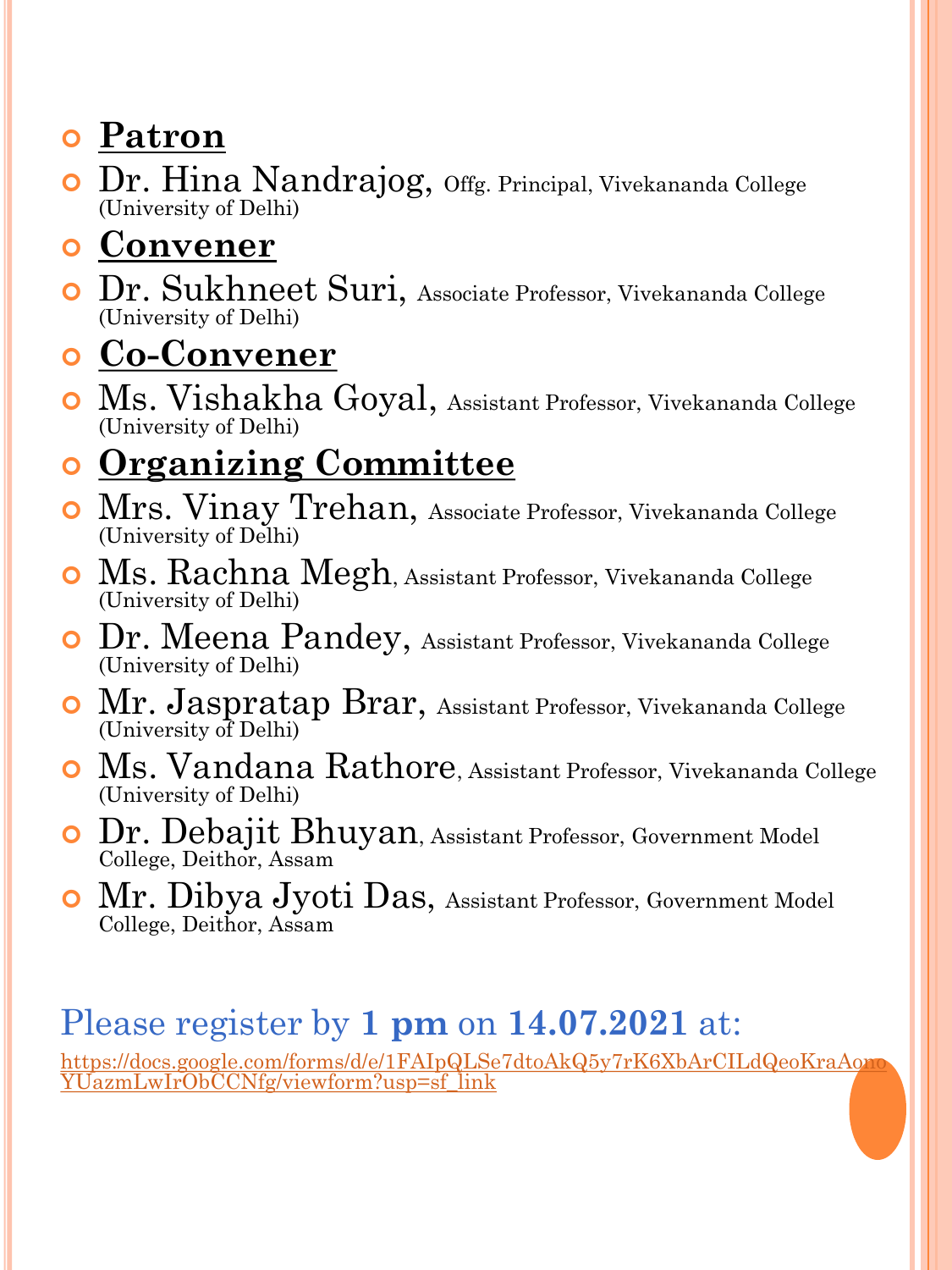- **Patron**
- Dr. Hina Nandrajog, Offg. Principal, Vivekananda College (University of Delhi)
- **Convener**
- Dr. Sukhneet Suri, Associate Professor, Vivekananda College (University of Delhi)
- **Co-Convener**
- Ms. Vishakha Goyal, Assistant Professor, Vivekananda College (University of Delhi)
- **Organizing Committee**
- Mrs. Vinay Trehan, Associate Professor, Vivekananda College (University of Delhi)
- Ms. Rachna Megh, Assistant Professor, Vivekananda College (University of Delhi)
- Dr. Meena Pandey, Assistant Professor, Vivekananda College (University of Delhi)
- Mr. Jaspratap Brar, Assistant Professor, Vivekananda College (University of Delhi)
- Ms. Vandana Rathore, Assistant Professor, Vivekananda College (University of Delhi)
- Dr. Debajit Bhuyan, Assistant Professor, Government Model College, Deithor, Assam
- Mr. Dibya Jyoti Das, Assistant Professor, Government Model College, Deithor, Assam

Please register by **1 pm** on **14.07.2021** at:

https://docs.google.com/forms/d/e/1FAIpQLSe7dtoAkQ5y7rK6XbArCILdQeoKraAonoYUazmLwIrObCCNfg/viewform?usp=sf_link